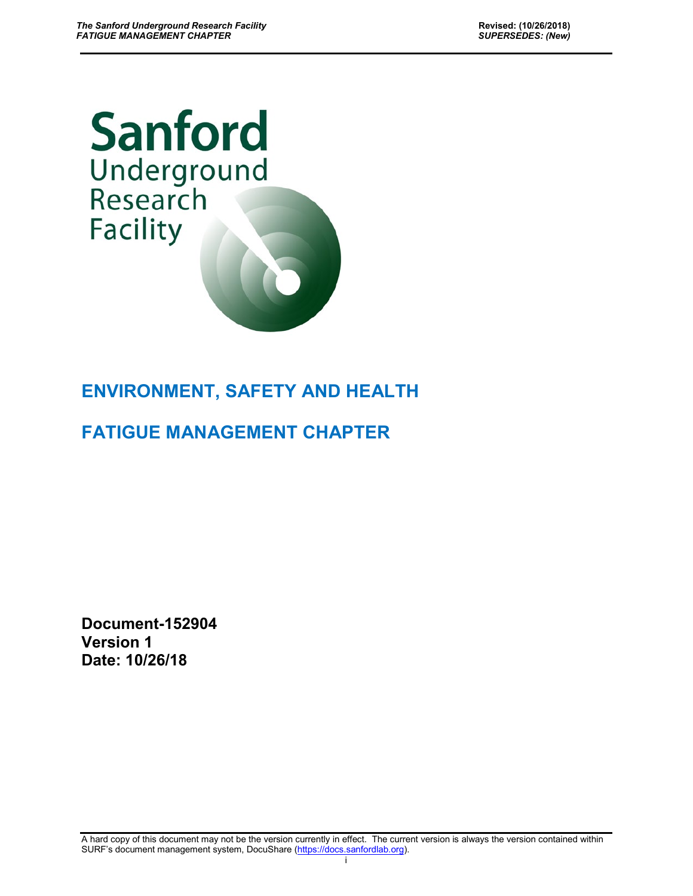Sanford Underground Research Facility

# ENVIRONMENT, SAFETY AND HEALTH

# FATIGUE MANAGEMENT CHAPTER

**Document-152904**
**Version 1**
**Date: 10/26/18**

A hard copy of this document may not be the version currently in effect. The current version is always the version contained within SURF's document management system, DocuShare (https://docs.sanfordlab.org).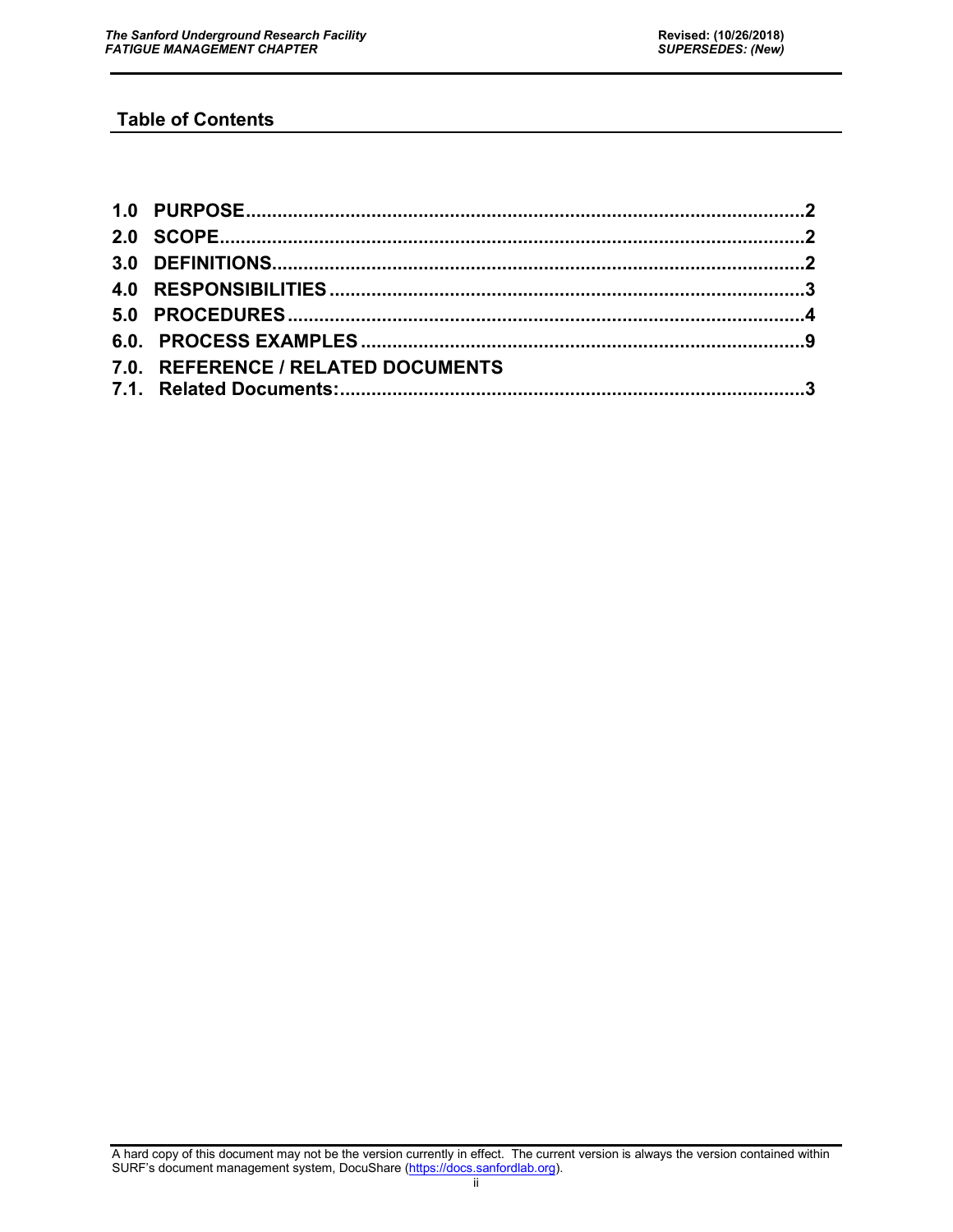## Table of Contents

1.0 PURPOSE ........................................................................................................ 2
2.0 SCOPE ............................................................................................................. 2
3.0 DEFINITIONS .................................................................................................. 2
4.0 RESPONSIBILITIES ........................................................................................ 3
5.0 PROCEDURES ................................................................................................ 4
6.0. PROCESS EXAMPLES .................................................................................. 9
7.0. REFERENCE / RELATED DOCUMENTS
7.1. Related Documents: ....................................................................................... 3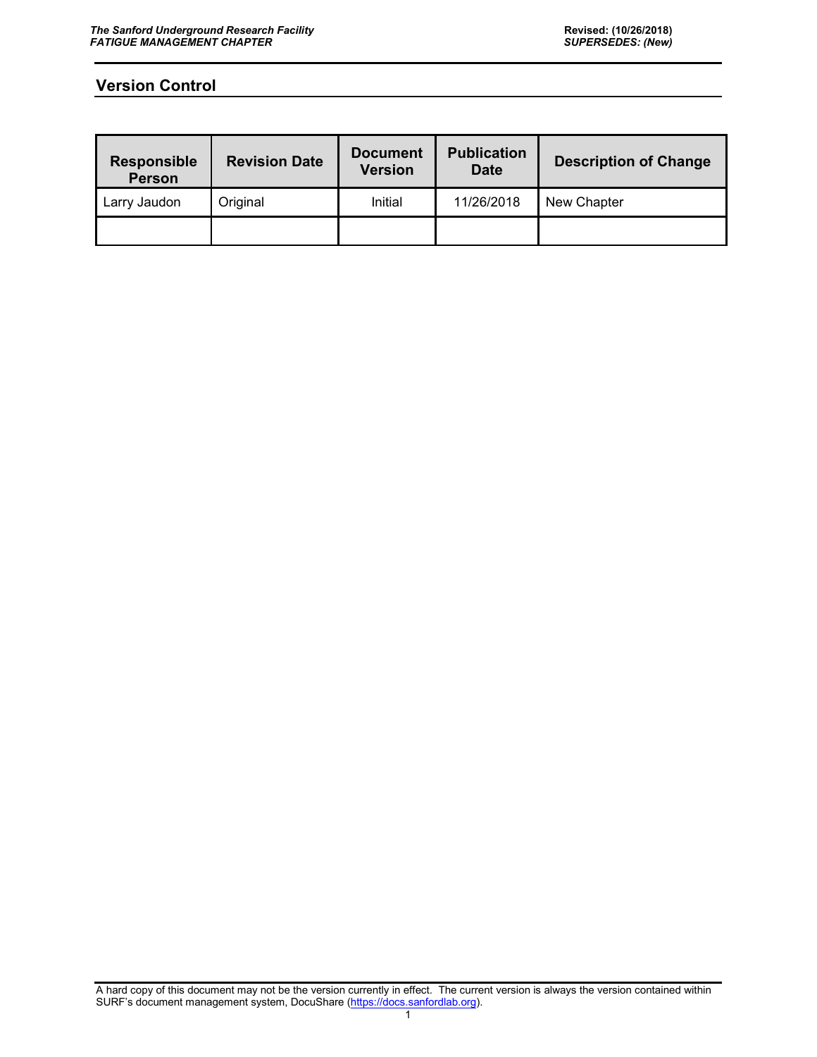## Version Control

| Responsible Person | Revision Date | Document Version | Publication Date | Description of Change |
|---|---|---|---|---|
| Larry Jaudon | Original | Initial | 11/26/2018 | New Chapter |
| | | | | |

A hard copy of this document may not be the version currently in effect. The current version is always the version contained within SURF's document management system, DocuShare (https://docs.sanfordlab.org).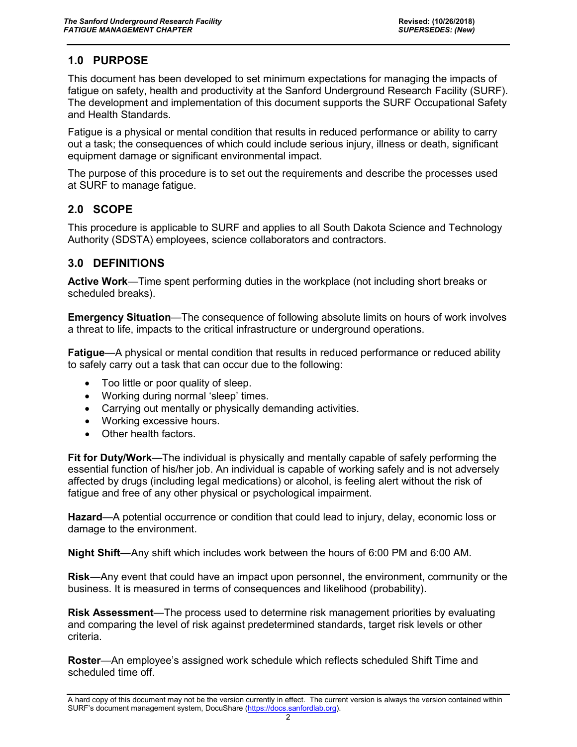## 1.0 PURPOSE

This document has been developed to set minimum expectations for managing the impacts of fatigue on safety, health and productivity at the Sanford Underground Research Facility (SURF). The development and implementation of this document supports the SURF Occupational Safety and Health Standards.

Fatigue is a physical or mental condition that results in reduced performance or ability to carry out a task; the consequences of which could include serious injury, illness or death, significant equipment damage or significant environmental impact.

The purpose of this procedure is to set out the requirements and describe the processes used at SURF to manage fatigue.

## 2.0 SCOPE

This procedure is applicable to SURF and applies to all South Dakota Science and Technology Authority (SDSTA) employees, science collaborators and contractors.

## 3.0 DEFINITIONS

**Active Work**—Time spent performing duties in the workplace (not including short breaks or scheduled breaks).

**Emergency Situation**—The consequence of following absolute limits on hours of work involves a threat to life, impacts to the critical infrastructure or underground operations.

**Fatigue**—A physical or mental condition that results in reduced performance or reduced ability to safely carry out a task that can occur due to the following:

- Too little or poor quality of sleep.
- Working during normal 'sleep' times.
- Carrying out mentally or physically demanding activities.
- Working excessive hours.
- Other health factors.

**Fit for Duty/Work**—The individual is physically and mentally capable of safely performing the essential function of his/her job. An individual is capable of working safely and is not adversely affected by drugs (including legal medications) or alcohol, is feeling alert without the risk of fatigue and free of any other physical or psychological impairment.

**Hazard**—A potential occurrence or condition that could lead to injury, delay, economic loss or damage to the environment.

**Night Shift**—Any shift which includes work between the hours of 6:00 PM and 6:00 AM.

**Risk**—Any event that could have an impact upon personnel, the environment, community or the business. It is measured in terms of consequences and likelihood (probability).

**Risk Assessment**—The process used to determine risk management priorities by evaluating and comparing the level of risk against predetermined standards, target risk levels or other criteria.

**Roster**—An employee's assigned work schedule which reflects scheduled Shift Time and scheduled time off.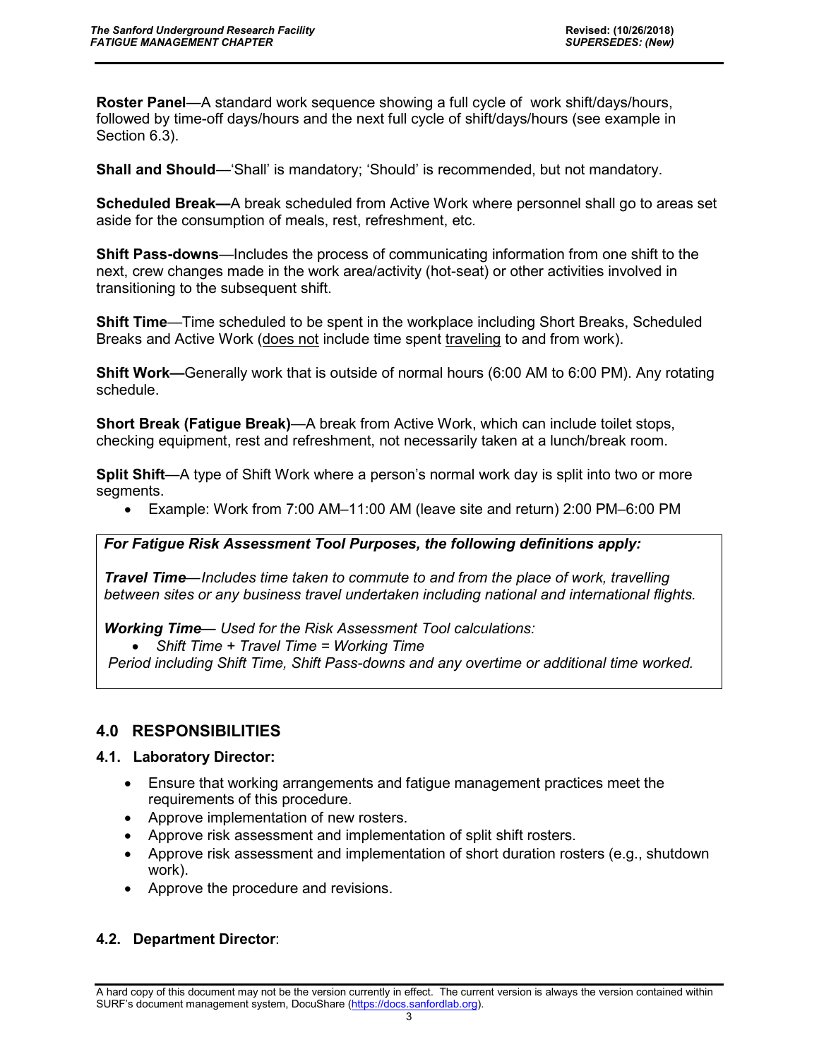**Roster Panel**—A standard work sequence showing a full cycle of work shift/days/hours, followed by time-off days/hours and the next full cycle of shift/days/hours (see example in Section 6.3).

**Shall and Should**—'Shall' is mandatory; 'Should' is recommended, but not mandatory.

**Scheduled Break—**A break scheduled from Active Work where personnel shall go to areas set aside for the consumption of meals, rest, refreshment, etc.

**Shift Pass-downs**—Includes the process of communicating information from one shift to the next, crew changes made in the work area/activity (hot-seat) or other activities involved in transitioning to the subsequent shift.

**Shift Time**—Time scheduled to be spent in the workplace including Short Breaks, Scheduled Breaks and Active Work (<u>does not</u> include time spent <u>traveling</u> to and from work).

**Shift Work—**Generally work that is outside of normal hours (6:00 AM to 6:00 PM). Any rotating schedule.

**Short Break (Fatigue Break)**—A break from Active Work, which can include toilet stops, checking equipment, rest and refreshment, not necessarily taken at a lunch/break room.

**Split Shift**—A type of Shift Work where a person's normal work day is split into two or more segments.

- Example: Work from 7:00 AM–11:00 AM (leave site and return) 2:00 PM–6:00 PM

> ***For Fatigue Risk Assessment Tool Purposes, the following definitions apply:***
>
> ***Travel Time****—Includes time taken to commute to and from the place of work, travelling between sites or any business travel undertaken including national and international flights.*
>
> ***Working Time****— Used for the Risk Assessment Tool calculations:*
>
> - *Shift Time + Travel Time = Working Time*
>
> *Period including Shift Time, Shift Pass-downs and any overtime or additional time worked.*

## 4.0 RESPONSIBILITIES

### 4.1. Laboratory Director:

- Ensure that working arrangements and fatigue management practices meet the requirements of this procedure.
- Approve implementation of new rosters.
- Approve risk assessment and implementation of split shift rosters.
- Approve risk assessment and implementation of short duration rosters (e.g., shutdown work).
- Approve the procedure and revisions.

### 4.2. Department Director: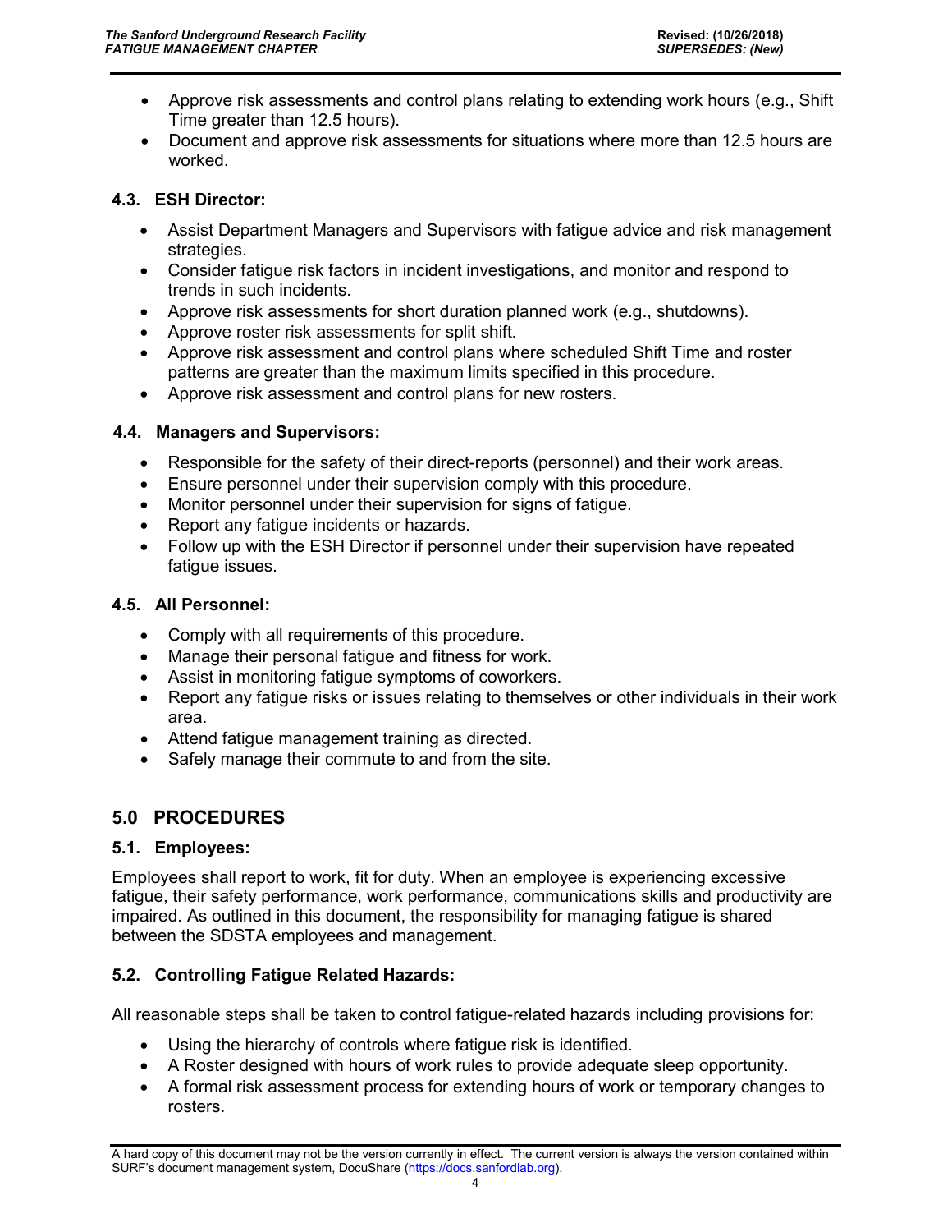- Approve risk assessments and control plans relating to extending work hours (e.g., Shift Time greater than 12.5 hours).
- Document and approve risk assessments for situations where more than 12.5 hours are worked.

### 4.3. ESH Director:

- Assist Department Managers and Supervisors with fatigue advice and risk management strategies.
- Consider fatigue risk factors in incident investigations, and monitor and respond to trends in such incidents.
- Approve risk assessments for short duration planned work (e.g., shutdowns).
- Approve roster risk assessments for split shift.
- Approve risk assessment and control plans where scheduled Shift Time and roster patterns are greater than the maximum limits specified in this procedure.
- Approve risk assessment and control plans for new rosters.

### 4.4. Managers and Supervisors:

- Responsible for the safety of their direct-reports (personnel) and their work areas.
- Ensure personnel under their supervision comply with this procedure.
- Monitor personnel under their supervision for signs of fatigue.
- Report any fatigue incidents or hazards.
- Follow up with the ESH Director if personnel under their supervision have repeated fatigue issues.

### 4.5. All Personnel:

- Comply with all requirements of this procedure.
- Manage their personal fatigue and fitness for work.
- Assist in monitoring fatigue symptoms of coworkers.
- Report any fatigue risks or issues relating to themselves or other individuals in their work area.
- Attend fatigue management training as directed.
- Safely manage their commute to and from the site.

## 5.0 PROCEDURES

### 5.1. Employees:

Employees shall report to work, fit for duty. When an employee is experiencing excessive fatigue, their safety performance, work performance, communications skills and productivity are impaired. As outlined in this document, the responsibility for managing fatigue is shared between the SDSTA employees and management.

### 5.2. Controlling Fatigue Related Hazards:

All reasonable steps shall be taken to control fatigue-related hazards including provisions for:

- Using the hierarchy of controls where fatigue risk is identified.
- A Roster designed with hours of work rules to provide adequate sleep opportunity.
- A formal risk assessment process for extending hours of work or temporary changes to rosters.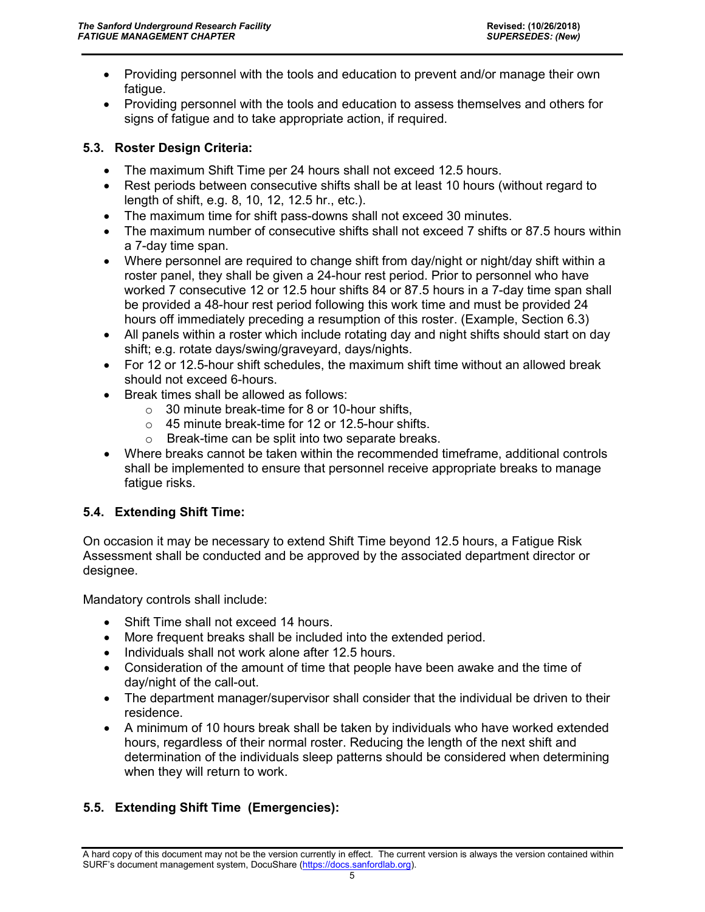- Providing personnel with the tools and education to prevent and/or manage their own fatigue.
- Providing personnel with the tools and education to assess themselves and others for signs of fatigue and to take appropriate action, if required.

## 5.3. Roster Design Criteria:

- The maximum Shift Time per 24 hours shall not exceed 12.5 hours.
- Rest periods between consecutive shifts shall be at least 10 hours (without regard to length of shift, e.g. 8, 10, 12, 12.5 hr., etc.).
- The maximum time for shift pass-downs shall not exceed 30 minutes.
- The maximum number of consecutive shifts shall not exceed 7 shifts or 87.5 hours within a 7-day time span.
- Where personnel are required to change shift from day/night or night/day shift within a roster panel, they shall be given a 24-hour rest period. Prior to personnel who have worked 7 consecutive 12 or 12.5 hour shifts 84 or 87.5 hours in a 7-day time span shall be provided a 48-hour rest period following this work time and must be provided 24 hours off immediately preceding a resumption of this roster. (Example, Section 6.3)
- All panels within a roster which include rotating day and night shifts should start on day shift; e.g. rotate days/swing/graveyard, days/nights.
- For 12 or 12.5-hour shift schedules, the maximum shift time without an allowed break should not exceed 6-hours.
- Break times shall be allowed as follows:
  - 30 minute break-time for 8 or 10-hour shifts,
  - 45 minute break-time for 12 or 12.5-hour shifts.
  - Break-time can be split into two separate breaks.
- Where breaks cannot be taken within the recommended timeframe, additional controls shall be implemented to ensure that personnel receive appropriate breaks to manage fatigue risks.

## 5.4. Extending Shift Time:

On occasion it may be necessary to extend Shift Time beyond 12.5 hours, a Fatigue Risk Assessment shall be conducted and be approved by the associated department director or designee.

Mandatory controls shall include:

- Shift Time shall not exceed 14 hours.
- More frequent breaks shall be included into the extended period.
- Individuals shall not work alone after 12.5 hours.
- Consideration of the amount of time that people have been awake and the time of day/night of the call-out.
- The department manager/supervisor shall consider that the individual be driven to their residence.
- A minimum of 10 hours break shall be taken by individuals who have worked extended hours, regardless of their normal roster. Reducing the length of the next shift and determination of the individuals sleep patterns should be considered when determining when they will return to work.

## 5.5. Extending Shift Time (Emergencies):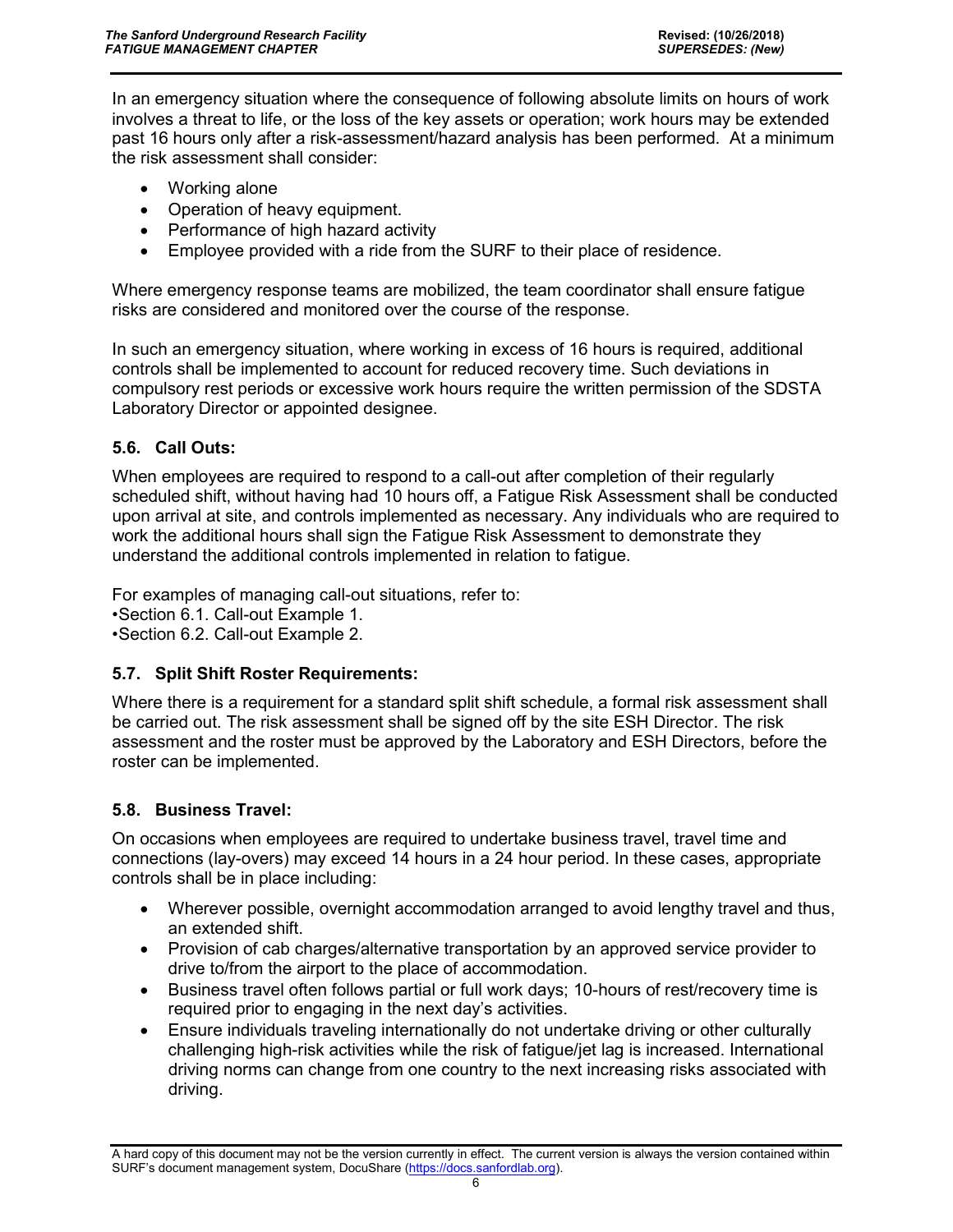In an emergency situation where the consequence of following absolute limits on hours of work involves a threat to life, or the loss of the key assets or operation; work hours may be extended past 16 hours only after a risk-assessment/hazard analysis has been performed. At a minimum the risk assessment shall consider:

- Working alone
- Operation of heavy equipment.
- Performance of high hazard activity
- Employee provided with a ride from the SURF to their place of residence.

Where emergency response teams are mobilized, the team coordinator shall ensure fatigue risks are considered and monitored over the course of the response.

In such an emergency situation, where working in excess of 16 hours is required, additional controls shall be implemented to account for reduced recovery time. Such deviations in compulsory rest periods or excessive work hours require the written permission of the SDSTA Laboratory Director or appointed designee.

### 5.6. Call Outs:

When employees are required to respond to a call-out after completion of their regularly scheduled shift, without having had 10 hours off, a Fatigue Risk Assessment shall be conducted upon arrival at site, and controls implemented as necessary. Any individuals who are required to work the additional hours shall sign the Fatigue Risk Assessment to demonstrate they understand the additional controls implemented in relation to fatigue.

For examples of managing call-out situations, refer to:
•Section 6.1. Call-out Example 1.
•Section 6.2. Call-out Example 2.

### 5.7. Split Shift Roster Requirements:

Where there is a requirement for a standard split shift schedule, a formal risk assessment shall be carried out. The risk assessment shall be signed off by the site ESH Director. The risk assessment and the roster must be approved by the Laboratory and ESH Directors, before the roster can be implemented.

### 5.8. Business Travel:

On occasions when employees are required to undertake business travel, travel time and connections (lay-overs) may exceed 14 hours in a 24 hour period. In these cases, appropriate controls shall be in place including:

- Wherever possible, overnight accommodation arranged to avoid lengthy travel and thus, an extended shift.
- Provision of cab charges/alternative transportation by an approved service provider to drive to/from the airport to the place of accommodation.
- Business travel often follows partial or full work days; 10-hours of rest/recovery time is required prior to engaging in the next day's activities.
- Ensure individuals traveling internationally do not undertake driving or other culturally challenging high-risk activities while the risk of fatigue/jet lag is increased. International driving norms can change from one country to the next increasing risks associated with driving.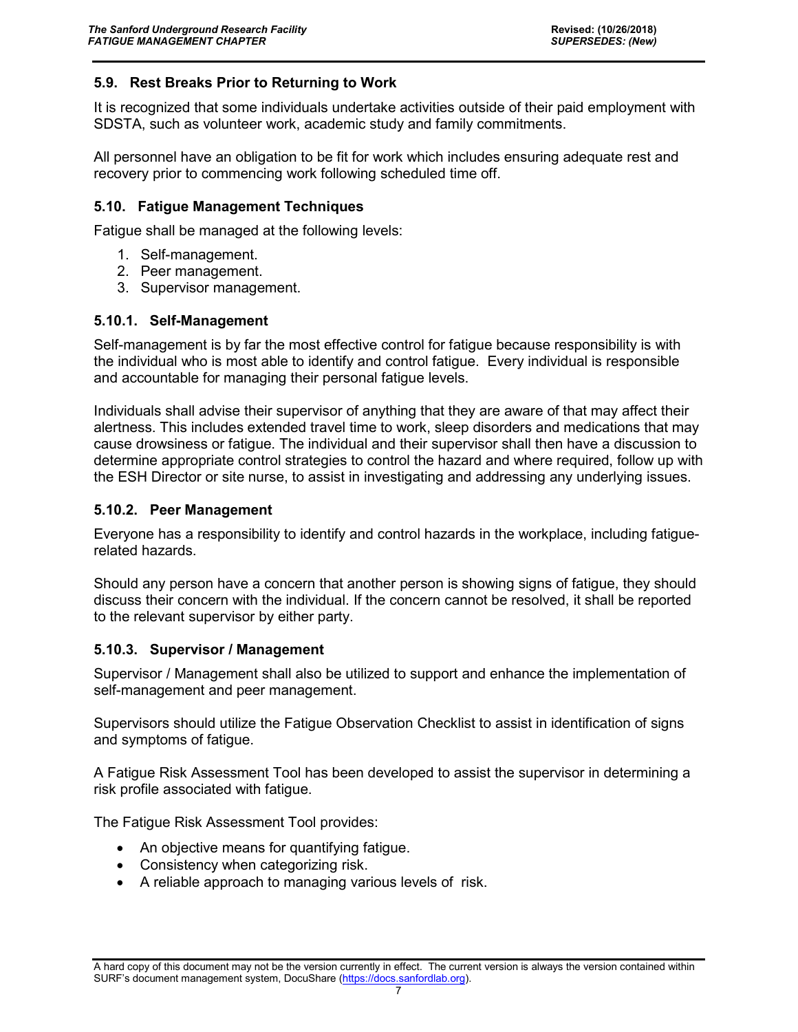### 5.9. Rest Breaks Prior to Returning to Work

It is recognized that some individuals undertake activities outside of their paid employment with SDSTA, such as volunteer work, academic study and family commitments.

All personnel have an obligation to be fit for work which includes ensuring adequate rest and recovery prior to commencing work following scheduled time off.

### 5.10. Fatigue Management Techniques

Fatigue shall be managed at the following levels:

1. Self-management.
2. Peer management.
3. Supervisor management.

#### 5.10.1. Self-Management

Self-management is by far the most effective control for fatigue because responsibility is with the individual who is most able to identify and control fatigue. Every individual is responsible and accountable for managing their personal fatigue levels.

Individuals shall advise their supervisor of anything that they are aware of that may affect their alertness. This includes extended travel time to work, sleep disorders and medications that may cause drowsiness or fatigue. The individual and their supervisor shall then have a discussion to determine appropriate control strategies to control the hazard and where required, follow up with the ESH Director or site nurse, to assist in investigating and addressing any underlying issues.

#### 5.10.2. Peer Management

Everyone has a responsibility to identify and control hazards in the workplace, including fatigue-related hazards.

Should any person have a concern that another person is showing signs of fatigue, they should discuss their concern with the individual. If the concern cannot be resolved, it shall be reported to the relevant supervisor by either party.

#### 5.10.3. Supervisor / Management

Supervisor / Management shall also be utilized to support and enhance the implementation of self-management and peer management.

Supervisors should utilize the Fatigue Observation Checklist to assist in identification of signs and symptoms of fatigue.

A Fatigue Risk Assessment Tool has been developed to assist the supervisor in determining a risk profile associated with fatigue.

The Fatigue Risk Assessment Tool provides:

- An objective means for quantifying fatigue.
- Consistency when categorizing risk.
- A reliable approach to managing various levels of risk.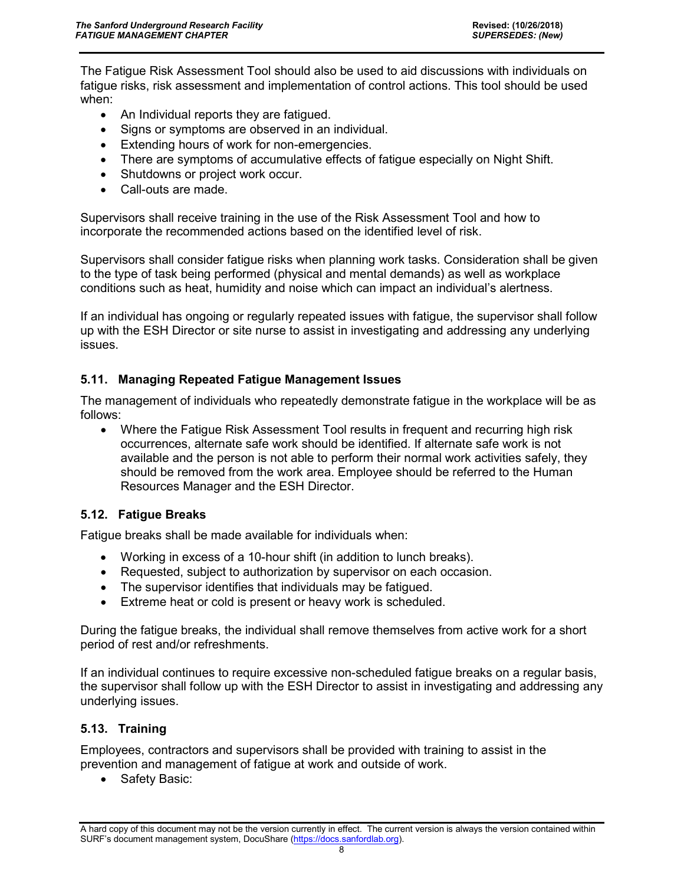The Fatigue Risk Assessment Tool should also be used to aid discussions with individuals on fatigue risks, risk assessment and implementation of control actions. This tool should be used when:

- An Individual reports they are fatigued.
- Signs or symptoms are observed in an individual.
- Extending hours of work for non-emergencies.
- There are symptoms of accumulative effects of fatigue especially on Night Shift.
- Shutdowns or project work occur.
- Call-outs are made.

Supervisors shall receive training in the use of the Risk Assessment Tool and how to incorporate the recommended actions based on the identified level of risk.

Supervisors shall consider fatigue risks when planning work tasks. Consideration shall be given to the type of task being performed (physical and mental demands) as well as workplace conditions such as heat, humidity and noise which can impact an individual's alertness.

If an individual has ongoing or regularly repeated issues with fatigue, the supervisor shall follow up with the ESH Director or site nurse to assist in investigating and addressing any underlying issues.

### 5.11. Managing Repeated Fatigue Management Issues

The management of individuals who repeatedly demonstrate fatigue in the workplace will be as follows:

- Where the Fatigue Risk Assessment Tool results in frequent and recurring high risk occurrences, alternate safe work should be identified. If alternate safe work is not available and the person is not able to perform their normal work activities safely, they should be removed from the work area. Employee should be referred to the Human Resources Manager and the ESH Director.

### 5.12. Fatigue Breaks

Fatigue breaks shall be made available for individuals when:

- Working in excess of a 10-hour shift (in addition to lunch breaks).
- Requested, subject to authorization by supervisor on each occasion.
- The supervisor identifies that individuals may be fatigued.
- Extreme heat or cold is present or heavy work is scheduled.

During the fatigue breaks, the individual shall remove themselves from active work for a short period of rest and/or refreshments.

If an individual continues to require excessive non-scheduled fatigue breaks on a regular basis, the supervisor shall follow up with the ESH Director to assist in investigating and addressing any underlying issues.

### 5.13. Training

Employees, contractors and supervisors shall be provided with training to assist in the prevention and management of fatigue at work and outside of work.

- Safety Basic: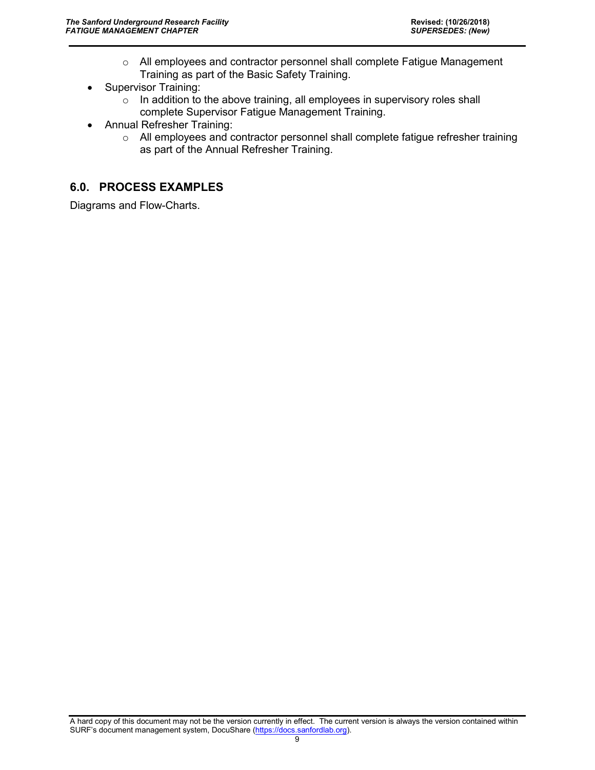- All employees and contractor personnel shall complete Fatigue Management Training as part of the Basic Safety Training.
- Supervisor Training:
  - In addition to the above training, all employees in supervisory roles shall complete Supervisor Fatigue Management Training.
- Annual Refresher Training:
  - All employees and contractor personnel shall complete fatigue refresher training as part of the Annual Refresher Training.

## 6.0. PROCESS EXAMPLES

Diagrams and Flow-Charts.

A hard copy of this document may not be the version currently in effect. The current version is always the version contained within SURF's document management system, DocuShare (https://docs.sanfordlab.org).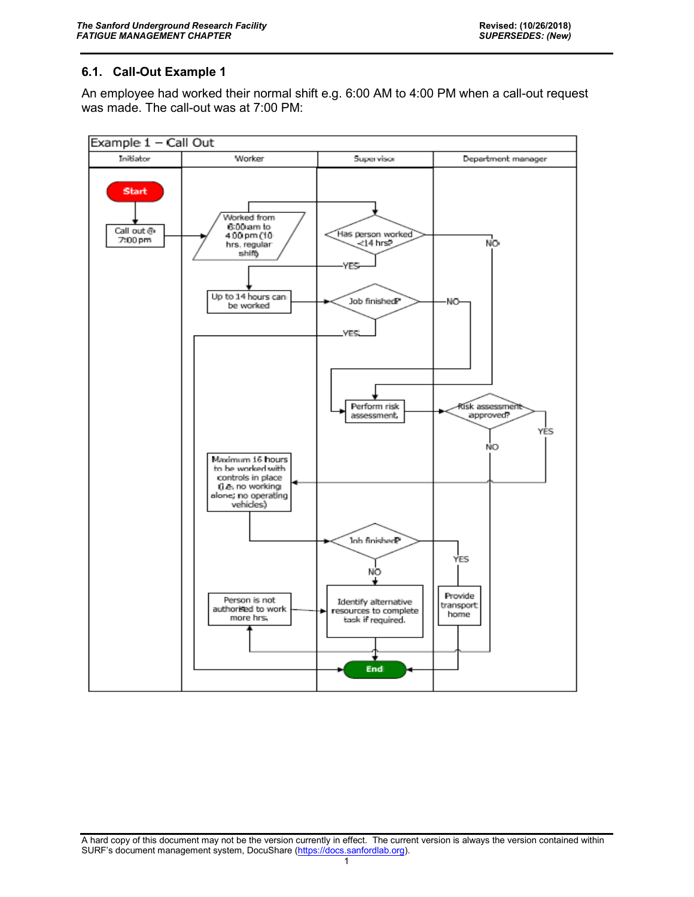## 6.1. Call-Out Example 1

An employee had worked their normal shift e.g. 6:00 AM to 4:00 PM when a call-out request was made. The call-out was at 7:00 PM:

Example 1 – Call Out

| Initiator | Worker | Supervisor | Department manager |
|---|---|---|---|

- Start
- Call out @ 7:00 pm
- Worked from 6:00am to 4:00pm (10 hrs, regular shift)
- Has person worked <14 hrs?
  - YES → Up to 14 hours can be worked → Job finished?
    - YES → End
    - NO → Perform risk assessment
  - NO → Perform risk assessment
- Perform risk assessment → Risk assessment approved?
  - YES → Maximum 16 hours to be worked with controls in place (i.e. no working alone; no operating vehicles) → Job finished?
    - YES → Provide transport home → End
    - NO → Identify alternative resources to complete task if required. → End
  - NO → Person is not authorised to work more hrs. → Identify alternative resources to complete task if required. → End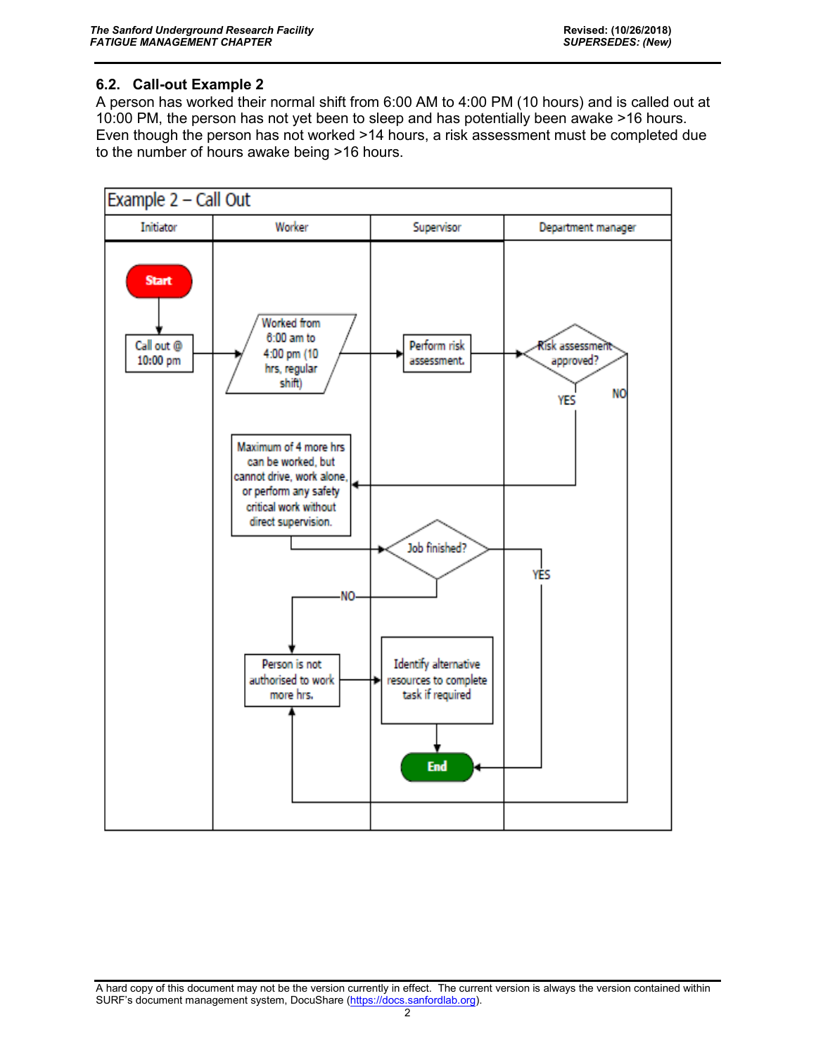## 6.2. Call-out Example 2

A person has worked their normal shift from 6:00 AM to 4:00 PM (10 hours) and is called out at 10:00 PM, the person has not yet been to sleep and has potentially been awake >16 hours. Even though the person has not worked >14 hours, a risk assessment must be completed due to the number of hours awake being >16 hours.

**Example 2 – Call Out**

| Initiator | Worker | Supervisor | Department manager |
|---|---|---|---|
| Start | | | |
| Call out @ 10:00 pm | Worked from 6:00 am to 4:00 pm (10 hrs, regular shift) | Perform risk assessment. | Risk assessment approved? |
| | Maximum of 4 more hrs can be worked, but cannot drive, work alone, or perform any safety critical work without direct supervision. | | YES / NO |
| | | Job finished? | YES |
| | NO | | |
| | Person is not authorised to work more hrs. | Identify alternative resources to complete task if required | |
| | | End | |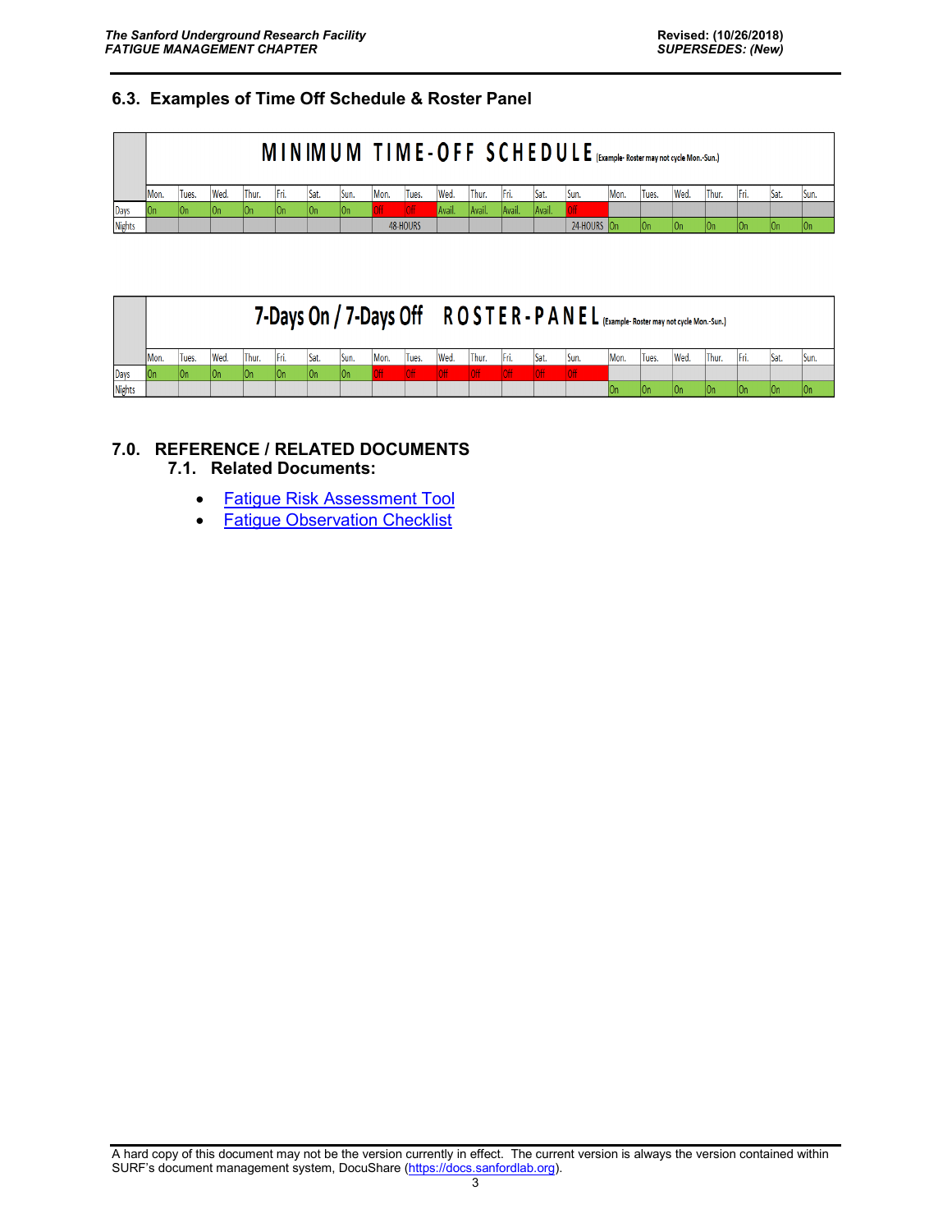## 6.3. Examples of Time Off Schedule & Roster Panel

| | MINIMUM TIME-OFF SCHEDULE (Example- Roster may not cycle Mon.-Sun.) | | | | | | | | | | | | | | | | | | | | |
|---|---|---|---|---|---|---|---|---|---|---|---|---|---|---|---|---|---|---|---|---|---|
| | Mon. | Tues. | Wed. | Thur. | Fri. | Sat. | Sun. | Mon. | Tues. | Wed. | Thur. | Fri. | Sat. | Sun. | Mon. | Tues. | Wed. | Thur. | Fri. | Sat. | Sun. |
| Days | On | On | On | On | On | On | On | Off | Off | Avail. | Avail. | Avail. | Avail. | Off | | | | | | | |
| Nights | | | | | | | | 48-HOURS | | | | | | 24-HOURS | On | On | On | On | On | On | On |

| | 7-Days On / 7-Days Off ROSTER-PANEL (Example- Roster may not cycle Mon.-Sun.) | | | | | | | | | | | | | | | | | | | | |
|---|---|---|---|---|---|---|---|---|---|---|---|---|---|---|---|---|---|---|---|---|---|
| | Mon. | Tues. | Wed. | Thur. | Fri. | Sat. | Sun. | Mon. | Tues. | Wed. | Thur. | Fri. | Sat. | Sun. | Mon. | Tues. | Wed. | Thur. | Fri. | Sat. | Sun. |
| Days | On | On | On | On | On | On | On | Off | Off | Off | Off | Off | Off | Off | | | | | | | |
| Nights | | | | | | | | | | | | | | | On | On | On | On | On | On | On |

# 7.0. REFERENCE / RELATED DOCUMENTS

## 7.1. Related Documents:

- Fatigue Risk Assessment Tool
- Fatigue Observation Checklist

A hard copy of this document may not be the version currently in effect. The current version is always the version contained within SURF's document management system, DocuShare (https://docs.sanfordlab.org).